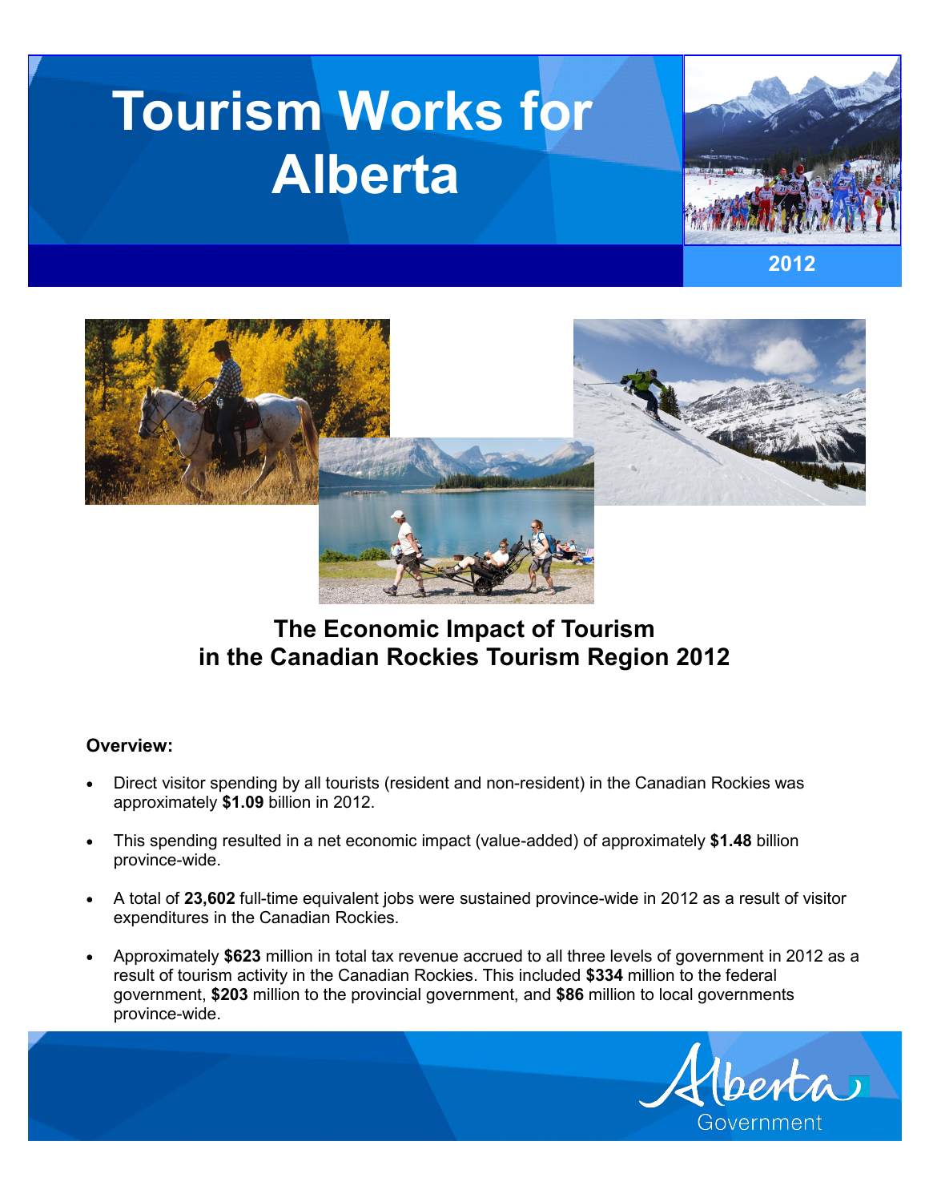# Tourism Works for Alberta

2012

## The Economic Impact of Tourism in the Canadian Rockies Tourism Region 2012

**Overview:**

- Direct visitor spending by all tourists (resident and non-resident) in the Canadian Rockies was approximately **$1.09** billion in 2012.
- This spending resulted in a net economic impact (value-added) of approximately **$1.48** billion province-wide.
- A total of **23,602** full-time equivalent jobs were sustained province-wide in 2012 as a result of visitor expenditures in the Canadian Rockies.
- Approximately **$623** million in total tax revenue accrued to all three levels of government in 2012 as a result of tourism activity in the Canadian Rockies. This included **$334** million to the federal government, **$203** million to the provincial government, and **$86** million to local governments province-wide.

Alberta Government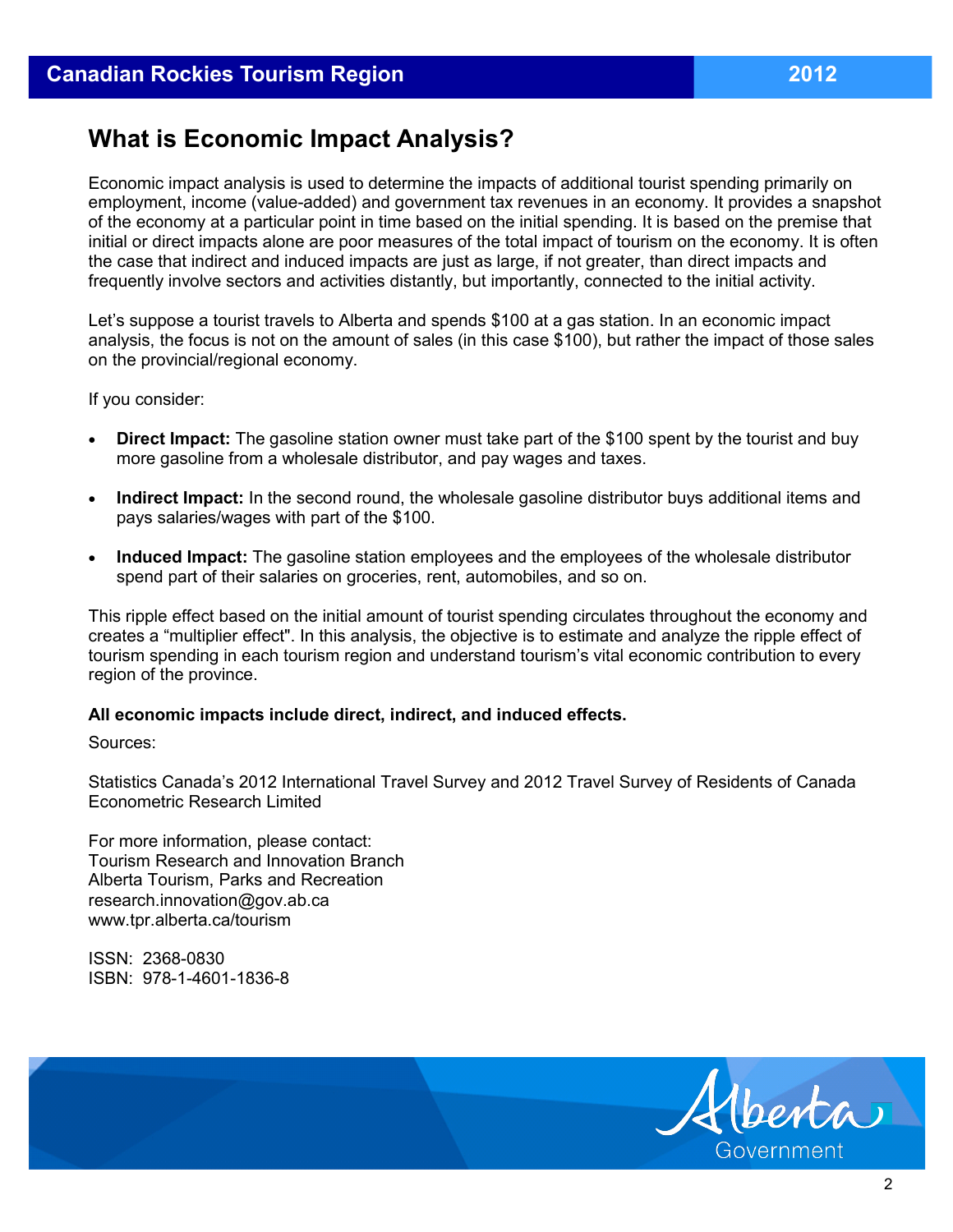## What is Economic Impact Analysis?

Economic impact analysis is used to determine the impacts of additional tourist spending primarily on employment, income (value-added) and government tax revenues in an economy. It provides a snapshot of the economy at a particular point in time based on the initial spending. It is based on the premise that initial or direct impacts alone are poor measures of the total impact of tourism on the economy. It is often the case that indirect and induced impacts are just as large, if not greater, than direct impacts and frequently involve sectors and activities distantly, but importantly, connected to the initial activity.

Let's suppose a tourist travels to Alberta and spends $100 at a gas station. In an economic impact analysis, the focus is not on the amount of sales (in this case $100), but rather the impact of those sales on the provincial/regional economy.

If you consider:

- **Direct Impact:** The gasoline station owner must take part of the $100 spent by the tourist and buy more gasoline from a wholesale distributor, and pay wages and taxes.
- **Indirect Impact:** In the second round, the wholesale gasoline distributor buys additional items and pays salaries/wages with part of the $100.
- **Induced Impact:** The gasoline station employees and the employees of the wholesale distributor spend part of their salaries on groceries, rent, automobiles, and so on.

This ripple effect based on the initial amount of tourist spending circulates throughout the economy and creates a "multiplier effect". In this analysis, the objective is to estimate and analyze the ripple effect of tourism spending in each tourism region and understand tourism's vital economic contribution to every region of the province.

**All economic impacts include direct, indirect, and induced effects.**

Sources:

Statistics Canada's 2012 International Travel Survey and 2012 Travel Survey of Residents of Canada
Econometric Research Limited

For more information, please contact:
Tourism Research and Innovation Branch
Alberta Tourism, Parks and Recreation
research.innovation@gov.ab.ca
www.tpr.alberta.ca/tourism

ISSN: 2368-0830
ISBN: 978-1-4601-1836-8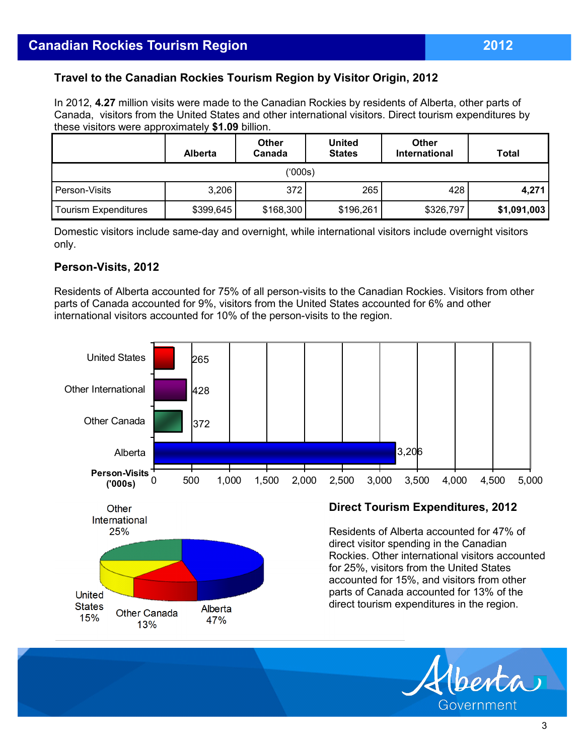# Canadian Rockies Tourism Region — 2012

## Travel to the Canadian Rockies Tourism Region by Visitor Origin, 2012

In 2012, **4.27** million visits were made to the Canadian Rockies by residents of Alberta, other parts of Canada, visitors from the United States and other international visitors. Direct tourism expenditures by these visitors were approximately **$1.09** billion.

| | Alberta | Other Canada | United States | Other International | Total |
|---|---|---|---|---|---|
| | | ('000s) | | | |
| Person-Visits | 3,206 | 372 | 265 | 428 | **4,271** |
| Tourism Expenditures | $399,645 | $168,300 | $196,261 | $326,797 | **$1,091,003** |

Domestic visitors include same-day and overnight, while international visitors include overnight visitors only.

## Person-Visits, 2012

Residents of Alberta accounted for 75% of all person-visits to the Canadian Rockies. Visitors from other parts of Canada accounted for 9%, visitors from the United States accounted for 6% and other international visitors accounted for 10% of the person-visits to the region.

| Person-Visits ('000s) | |
|---|---|
| United States | 265 |
| Other International | 428 |
| Other Canada | 372 |
| Alberta | 3,206 |

| Direct Tourism Expenditures | |
|---|---|
| Other International | 25% |
| United States | 15% |
| Other Canada | 13% |
| Alberta | 47% |

## Direct Tourism Expenditures, 2012

Residents of Alberta accounted for 47% of direct visitor spending in the Canadian Rockies. Other international visitors accounted for 25%, visitors from the United States accounted for 15%, and visitors from other parts of Canada accounted for 13% of the direct tourism expenditures in the region.

Alberta Government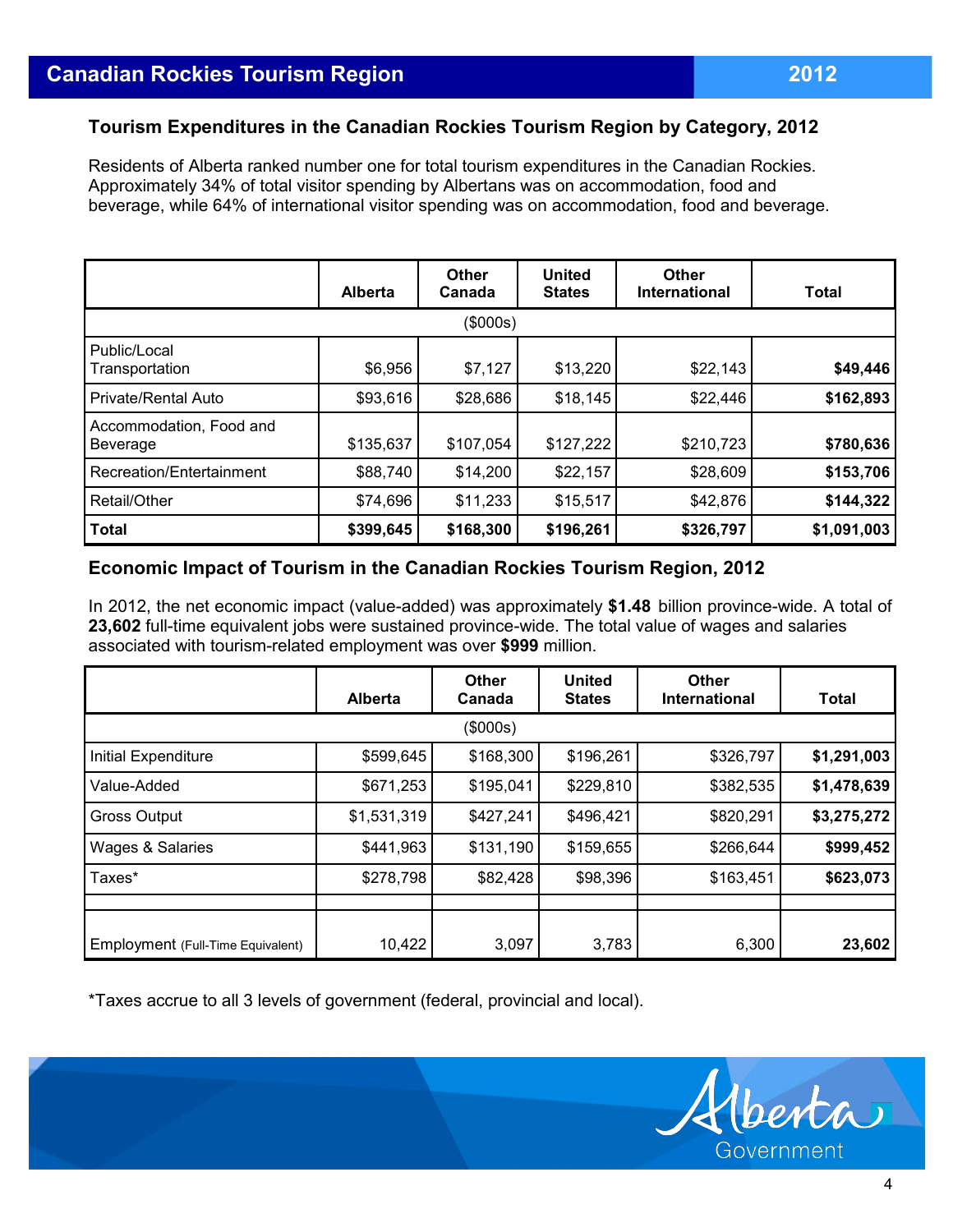## Canadian Rockies Tourism Region 2012

### Tourism Expenditures in the Canadian Rockies Tourism Region by Category, 2012

Residents of Alberta ranked number one for total tourism expenditures in the Canadian Rockies. Approximately 34% of total visitor spending by Albertans was on accommodation, food and beverage, while 64% of international visitor spending was on accommodation, food and beverage.

| | Alberta | Other Canada | United States | Other International | Total |
|---|---|---|---|---|---|
| ($000s) | | | | | |
| Public/Local Transportation | $6,956 | $7,127 | $13,220 | $22,143 | **$49,446** |
| Private/Rental Auto | $93,616 | $28,686 | $18,145 | $22,446 | **$162,893** |
| Accommodation, Food and Beverage | $135,637 | $107,054 | $127,222 | $210,723 | **$780,636** |
| Recreation/Entertainment | $88,740 | $14,200 | $22,157 | $28,609 | **$153,706** |
| Retail/Other | $74,696 | $11,233 | $15,517 | $42,876 | **$144,322** |
| **Total** | **$399,645** | **$168,300** | **$196,261** | **$326,797** | **$1,091,003** |

### Economic Impact of Tourism in the Canadian Rockies Tourism Region, 2012

In 2012, the net economic impact (value-added) was approximately **$1.48** billion province-wide. A total of **23,602** full-time equivalent jobs were sustained province-wide. The total value of wages and salaries associated with tourism-related employment was over **$999** million.

| | Alberta | Other Canada | United States | Other International | Total |
|---|---|---|---|---|---|
| ($000s) | | | | | |
| Initial Expenditure | $599,645 | $168,300 | $196,261 | $326,797 | **$1,291,003** |
| Value-Added | $671,253 | $195,041 | $229,810 | $382,535 | **$1,478,639** |
| Gross Output | $1,531,319 | $427,241 | $496,421 | $820,291 | **$3,275,272** |
| Wages & Salaries | $441,963 | $131,190 | $159,655 | $266,644 | **$999,452** |
| Taxes* | $278,798 | $82,428 | $98,396 | $163,451 | **$623,073** |
| | | | | | |
| Employment (Full-Time Equivalent) | 10,422 | 3,097 | 3,783 | 6,300 | **23,602** |

*Taxes accrue to all 3 levels of government (federal, provincial and local).

Alberta Government